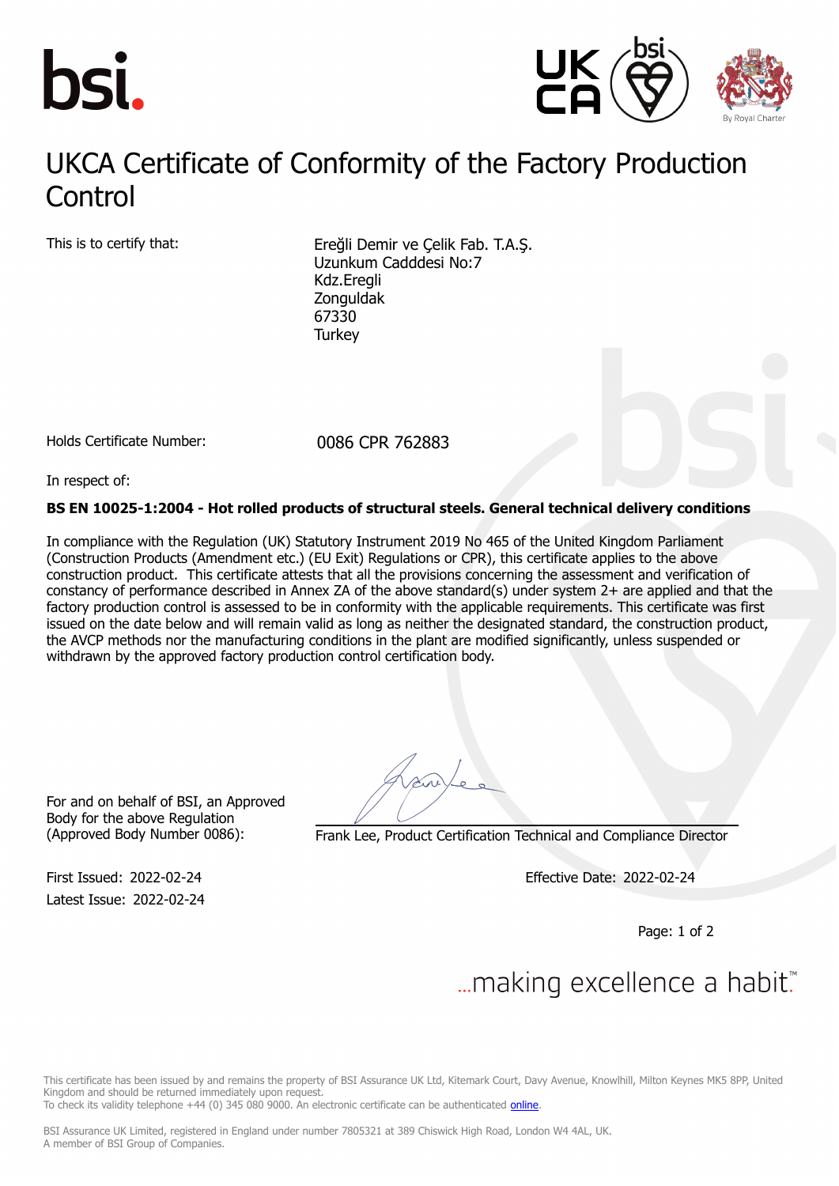# UKCA Certificate of Conformity of the Factory Production Control

This is to certify that:

Ereğli Demir ve Çelik Fab. T.A.Ş.
Uzunkum Cadddesi No:7
Kdz.Eregli
Zonguldak
67330
Turkey

Holds Certificate Number: 0086 CPR 762883

In respect of:

**BS EN 10025-1:2004 - Hot rolled products of structural steels. General technical delivery conditions**

In compliance with the Regulation (UK) Statutory Instrument 2019 No 465 of the United Kingdom Parliament (Construction Products (Amendment etc.) (EU Exit) Regulations or CPR), this certificate applies to the above construction product. This certificate attests that all the provisions concerning the assessment and verification of constancy of performance described in Annex ZA of the above standard(s) under system 2+ are applied and that the factory production control is assessed to be in conformity with the applicable requirements. This certificate was first issued on the date below and will remain valid as long as neither the designated standard, the construction product, the AVCP methods nor the manufacturing conditions in the plant are modified significantly, unless suspended or withdrawn by the approved factory production control certification body.

For and on behalf of BSI, an Approved Body for the above Regulation (Approved Body Number 0086):

Frank Lee, Product Certification Technical and Compliance Director

First Issued: 2022-02-24
Latest Issue: 2022-02-24

Effective Date: 2022-02-24

...making excellence a habit.™

This certificate has been issued by and remains the property of BSI Assurance UK Ltd, Kitemark Court, Davy Avenue, Knowlhill, Milton Keynes MK5 8PP, United Kingdom and should be returned immediately upon request.
To check its validity telephone +44 (0) 345 080 9000. An electronic certificate can be authenticated online.

BSI Assurance UK Limited, registered in England under number 7805321 at 389 Chiswick High Road, London W4 4AL, UK.
A member of BSI Group of Companies.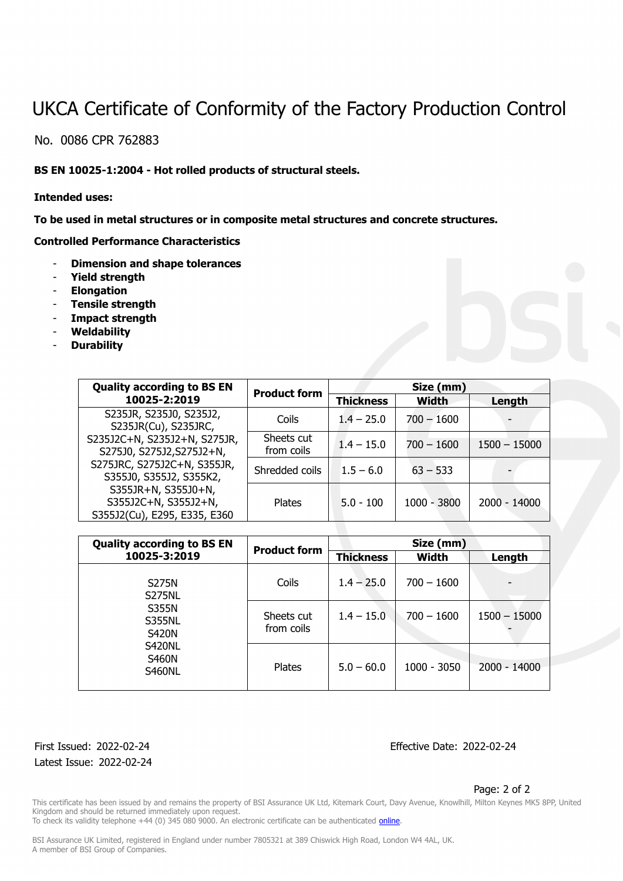# UKCA Certificate of Conformity of the Factory Production Control

No. 0086 CPR 762883

**BS EN 10025-1:2004 - Hot rolled products of structural steels.**

**Intended uses:**

**To be used in metal structures or in composite metal structures and concrete structures.**

**Controlled Performance Characteristics**

- **Dimension and shape tolerances**
- **Yield strength**
- **Elongation**
- **Tensile strength**
- **Impact strength**
- **Weldability**
- **Durability**

| Quality according to BS EN 10025-2:2019 | Product form | Size (mm) | | |
|---|---|---|---|---|
| | | Thickness | Width | Length |
| S235JR, S235J0, S235J2, S235JR(Cu), S235JRC, S235J2C+N, S235J2+N, S275JR, S275J0, S275J2,S275J2+N, S275JRC, S275J2C+N, S355JR, S355J0, S355J2, S355K2, S355JR+N, S355J0+N, S355J2C+N, S355J2+N, S355J2(Cu), E295, E335, E360 | Coils | 1.4 – 25.0 | 700 – 1600 | - |
| | Sheets cut from coils | 1.4 – 15.0 | 700 – 1600 | 1500 – 15000 |
| | Shredded coils | 1.5 – 6.0 | 63 – 533 | - |
| | Plates | 5.0 - 100 | 1000 - 3800 | 2000 - 14000 |

| Quality according to BS EN 10025-3:2019 | Product form | Size (mm) | | |
|---|---|---|---|---|
| | | Thickness | Width | Length |
| S275N<br>S275NL<br>S355N<br>S355NL<br>S420N<br>S420NL<br>S460N<br>S460NL | Coils | 1.4 – 25.0 | 700 – 1600 | - |
| | Sheets cut from coils | 1.4 – 15.0 | 700 – 1600 | 1500 – 15000 - |
| | Plates | 5.0 – 60.0 | 1000 - 3050 | 2000 - 14000 |

First Issued: 2022-02-24

Latest Issue: 2022-02-24

Effective Date: 2022-02-24

This certificate has been issued by and remains the property of BSI Assurance UK Ltd, Kitemark Court, Davy Avenue, Knowlhill, Milton Keynes MK5 8PP, United Kingdom and should be returned immediately upon request.
To check its validity telephone +44 (0) 345 080 9000. An electronic certificate can be authenticated online.

BSI Assurance UK Limited, registered in England under number 7805321 at 389 Chiswick High Road, London W4 4AL, UK.
A member of BSI Group of Companies.